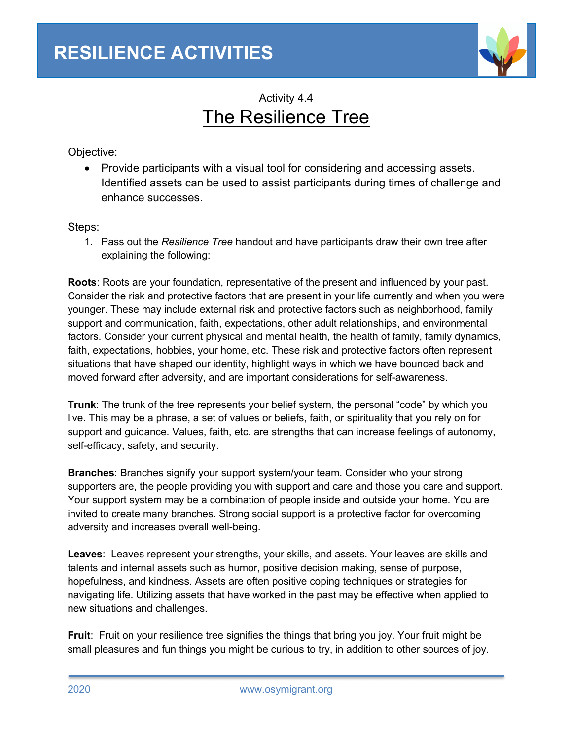# RESILIENCE ACTIVITIES

Activity 4.4

## The Resilience Tree

Objective:

- Provide participants with a visual tool for considering and accessing assets. Identified assets can be used to assist participants during times of challenge and enhance successes.

Steps:

1. Pass out the *Resilience Tree* handout and have participants draw their own tree after explaining the following:

**Roots**: Roots are your foundation, representative of the present and influenced by your past. Consider the risk and protective factors that are present in your life currently and when you were younger. These may include external risk and protective factors such as neighborhood, family support and communication, faith, expectations, other adult relationships, and environmental factors. Consider your current physical and mental health, the health of family, family dynamics, faith, expectations, hobbies, your home, etc. These risk and protective factors often represent situations that have shaped our identity, highlight ways in which we have bounced back and moved forward after adversity, and are important considerations for self-awareness.

**Trunk**: The trunk of the tree represents your belief system, the personal "code" by which you live. This may be a phrase, a set of values or beliefs, faith, or spirituality that you rely on for support and guidance. Values, faith, etc. are strengths that can increase feelings of autonomy, self-efficacy, safety, and security.

**Branches**: Branches signify your support system/your team. Consider who your strong supporters are, the people providing you with support and care and those you care and support. Your support system may be a combination of people inside and outside your home. You are invited to create many branches. Strong social support is a protective factor for overcoming adversity and increases overall well-being.

**Leaves**: Leaves represent your strengths, your skills, and assets. Your leaves are skills and talents and internal assets such as humor, positive decision making, sense of purpose, hopefulness, and kindness. Assets are often positive coping techniques or strategies for navigating life. Utilizing assets that have worked in the past may be effective when applied to new situations and challenges.

**Fruit**: Fruit on your resilience tree signifies the things that bring you joy. Your fruit might be small pleasures and fun things you might be curious to try, in addition to other sources of joy.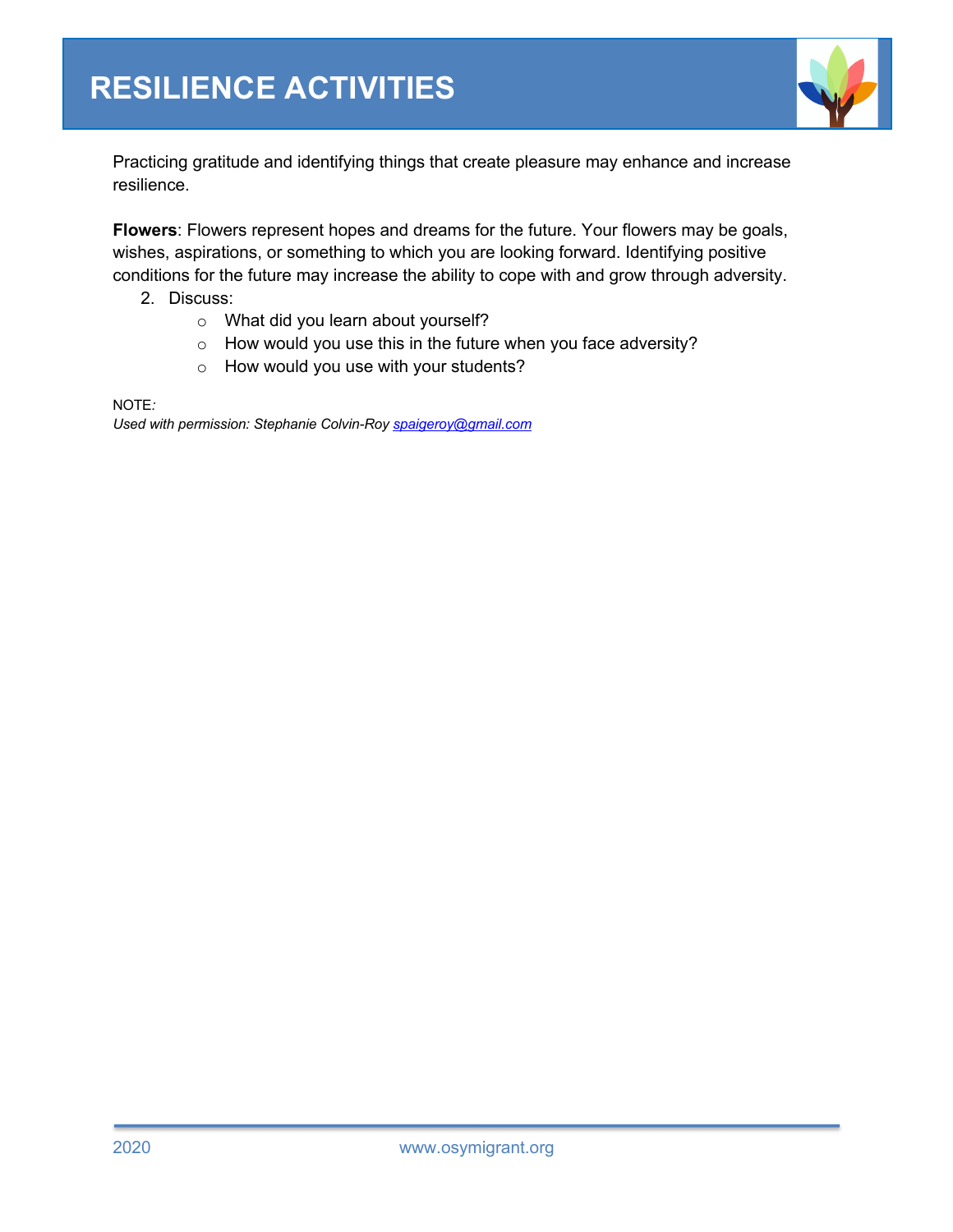# RESILIENCE ACTIVITIES

Practicing gratitude and identifying things that create pleasure may enhance and increase resilience.

**Flowers**: Flowers represent hopes and dreams for the future. Your flowers may be goals, wishes, aspirations, or something to which you are looking forward. Identifying positive conditions for the future may increase the ability to cope with and grow through adversity.

2. Discuss:
   - What did you learn about yourself?
   - How would you use this in the future when you face adversity?
   - How would you use with your students?

NOTE*:*

*Used with permission: Stephanie Colvin-Roy [spaigeroy@gmail.com](mailto:spaigeroy@gmail.com)*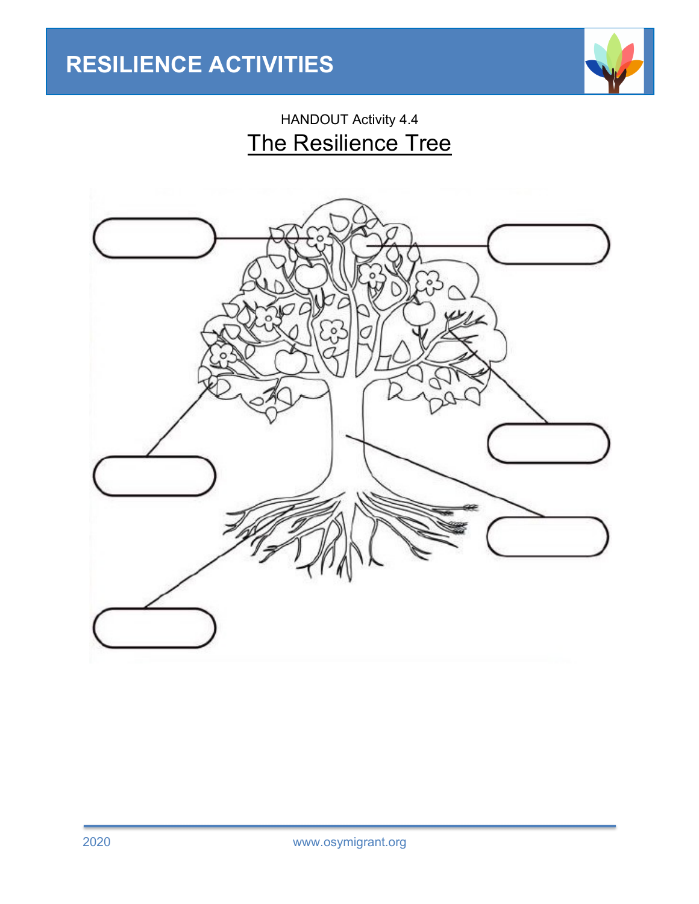RESILIENCE ACTIVITIES

HANDOUT Activity 4.4

# The Resilience Tree